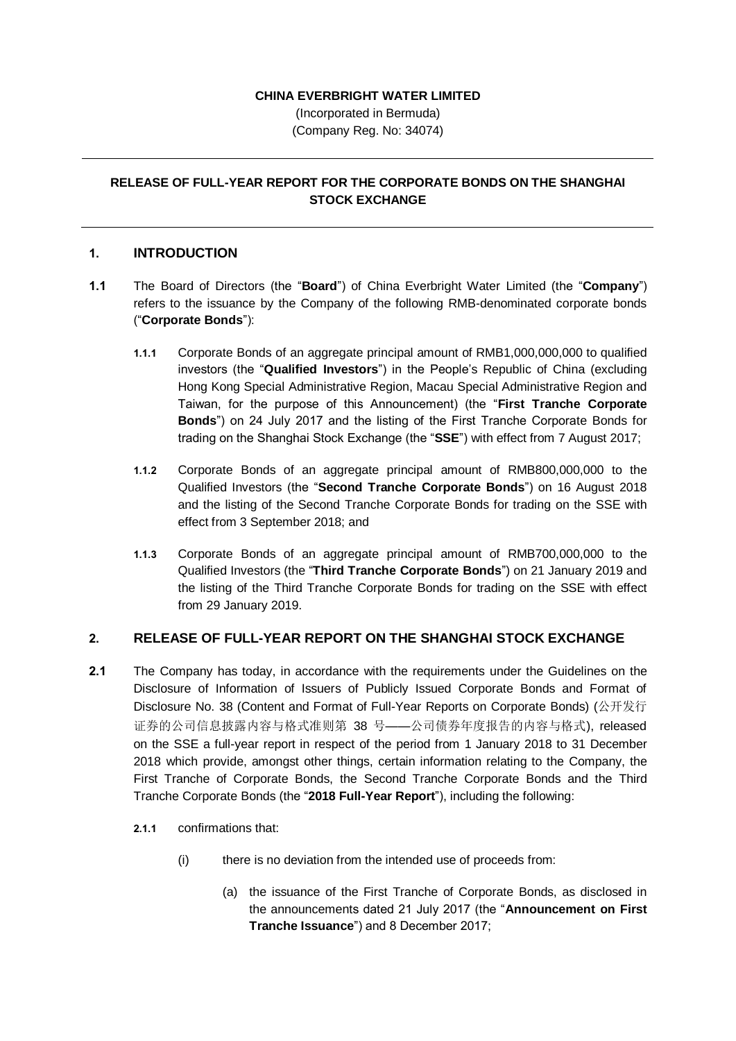**CHINA EVERBRIGHT WATER LIMITED**

(Incorporated in Bermuda)
(Company Reg. No: 34074)

---

## RELEASE OF FULL-YEAR REPORT FOR THE CORPORATE BONDS ON THE SHANGHAI STOCK EXCHANGE

---

## 1. INTRODUCTION

**1.1** The Board of Directors (the "**Board**") of China Everbright Water Limited (the "**Company**") refers to the issuance by the Company of the following RMB-denominated corporate bonds ("**Corporate Bonds**"):

**1.1.1** Corporate Bonds of an aggregate principal amount of RMB1,000,000,000 to qualified investors (the "**Qualified Investors**") in the People's Republic of China (excluding Hong Kong Special Administrative Region, Macau Special Administrative Region and Taiwan, for the purpose of this Announcement) (the "**First Tranche Corporate Bonds**") on 24 July 2017 and the listing of the First Tranche Corporate Bonds for trading on the Shanghai Stock Exchange (the "**SSE**") with effect from 7 August 2017;

**1.1.2** Corporate Bonds of an aggregate principal amount of RMB800,000,000 to the Qualified Investors (the "**Second Tranche Corporate Bonds**") on 16 August 2018 and the listing of the Second Tranche Corporate Bonds for trading on the SSE with effect from 3 September 2018; and

**1.1.3** Corporate Bonds of an aggregate principal amount of RMB700,000,000 to the Qualified Investors (the "**Third Tranche Corporate Bonds**") on 21 January 2019 and the listing of the Third Tranche Corporate Bonds for trading on the SSE with effect from 29 January 2019.

## 2. RELEASE OF FULL-YEAR REPORT ON THE SHANGHAI STOCK EXCHANGE

**2.1** The Company has today, in accordance with the requirements under the Guidelines on the Disclosure of Information of Issuers of Publicly Issued Corporate Bonds and Format of Disclosure No. 38 (Content and Format of Full-Year Reports on Corporate Bonds) (公开发行证券的公司信息披露内容与格式准则第 38 号——公司债券年度报告的内容与格式), released on the SSE a full-year report in respect of the period from 1 January 2018 to 31 December 2018 which provide, amongst other things, certain information relating to the Company, the First Tranche of Corporate Bonds, the Second Tranche Corporate Bonds and the Third Tranche Corporate Bonds (the "**2018 Full-Year Report**"), including the following:

**2.1.1** confirmations that:

(i) there is no deviation from the intended use of proceeds from:

(a) the issuance of the First Tranche of Corporate Bonds, as disclosed in the announcements dated 21 July 2017 (the "**Announcement on First Tranche Issuance**") and 8 December 2017;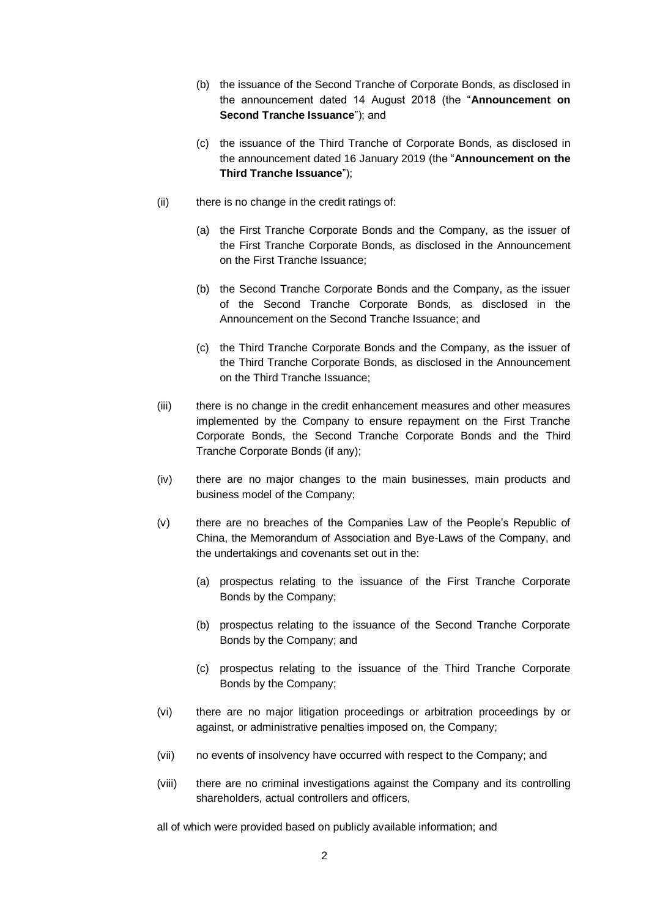(b) the issuance of the Second Tranche of Corporate Bonds, as disclosed in the announcement dated 14 August 2018 (the "**Announcement on Second Tranche Issuance**"); and

(c) the issuance of the Third Tranche of Corporate Bonds, as disclosed in the announcement dated 16 January 2019 (the "**Announcement on the Third Tranche Issuance**");

(ii) there is no change in the credit ratings of:

(a) the First Tranche Corporate Bonds and the Company, as the issuer of the First Tranche Corporate Bonds, as disclosed in the Announcement on the First Tranche Issuance;

(b) the Second Tranche Corporate Bonds and the Company, as the issuer of the Second Tranche Corporate Bonds, as disclosed in the Announcement on the Second Tranche Issuance; and

(c) the Third Tranche Corporate Bonds and the Company, as the issuer of the Third Tranche Corporate Bonds, as disclosed in the Announcement on the Third Tranche Issuance;

(iii) there is no change in the credit enhancement measures and other measures implemented by the Company to ensure repayment on the First Tranche Corporate Bonds, the Second Tranche Corporate Bonds and the Third Tranche Corporate Bonds (if any);

(iv) there are no major changes to the main businesses, main products and business model of the Company;

(v) there are no breaches of the Companies Law of the People's Republic of China, the Memorandum of Association and Bye-Laws of the Company, and the undertakings and covenants set out in the:

(a) prospectus relating to the issuance of the First Tranche Corporate Bonds by the Company;

(b) prospectus relating to the issuance of the Second Tranche Corporate Bonds by the Company; and

(c) prospectus relating to the issuance of the Third Tranche Corporate Bonds by the Company;

(vi) there are no major litigation proceedings or arbitration proceedings by or against, or administrative penalties imposed on, the Company;

(vii) no events of insolvency have occurred with respect to the Company; and

(viii) there are no criminal investigations against the Company and its controlling shareholders, actual controllers and officers,

all of which were provided based on publicly available information; and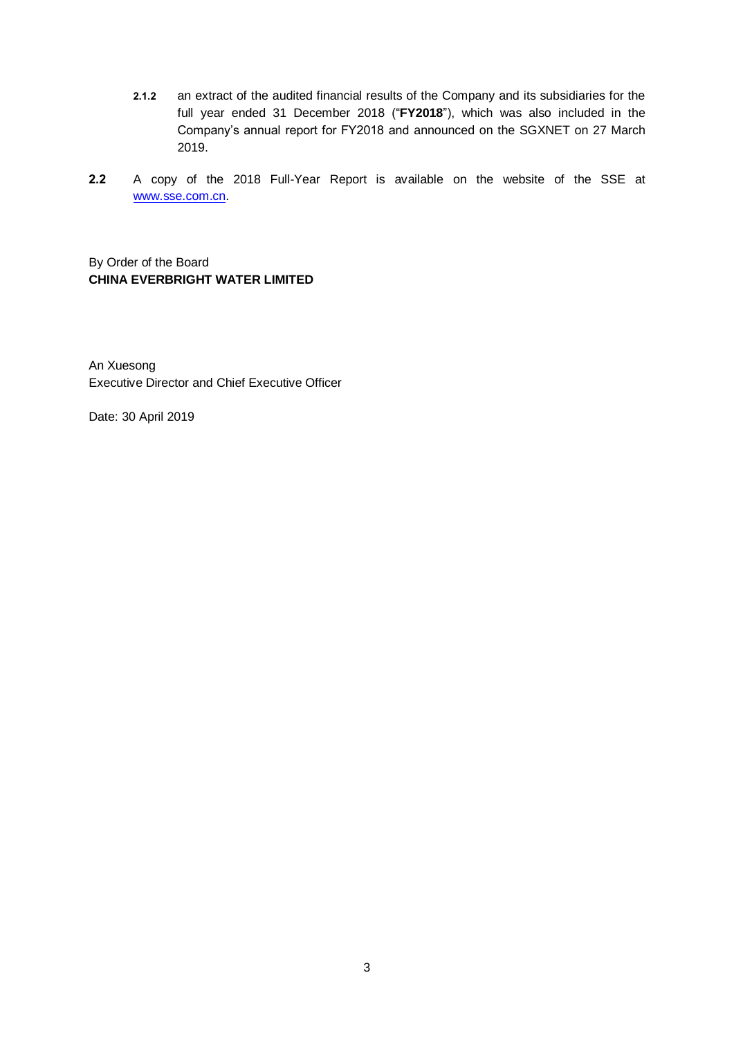**2.1.2** an extract of the audited financial results of the Company and its subsidiaries for the full year ended 31 December 2018 ("**FY2018**"), which was also included in the Company's annual report for FY2018 and announced on the SGXNET on 27 March 2019.

**2.2** A copy of the 2018 Full-Year Report is available on the website of the SSE at www.sse.com.cn.

By Order of the Board
**CHINA EVERBRIGHT WATER LIMITED**

An Xuesong
Executive Director and Chief Executive Officer

Date: 30 April 2019